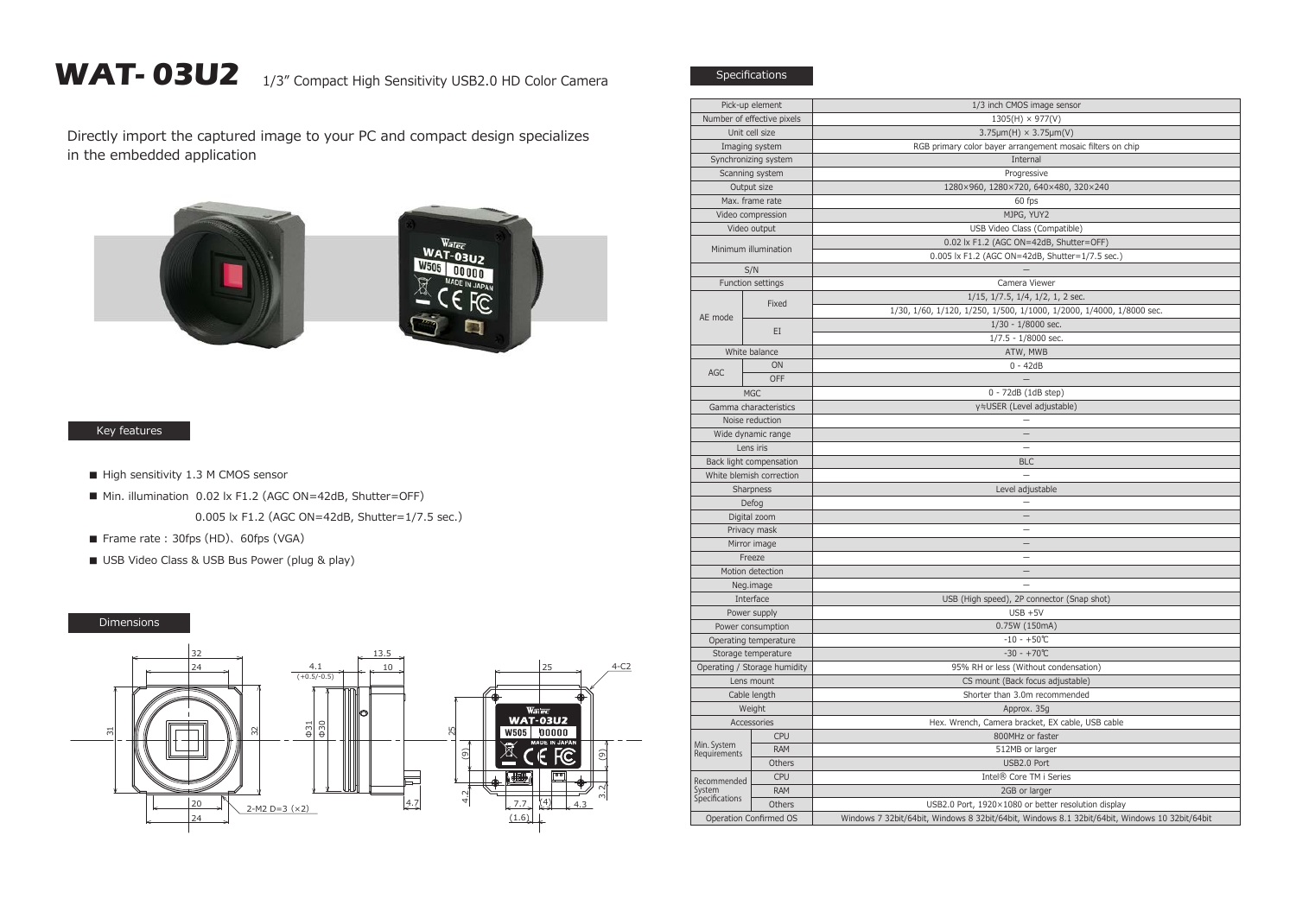# WAT-03U2

1/3" Compact High Sensitivity USB2.0 HD Color Camera

Directly import the captured image to your PC and compact design specializes in the embedded application

## Key features

- High sensitivity 1.3 M CMOS sensor
- Min. illumination 0.02 lx F1.2 (AGC ON=42dB, Shutter=OFF)
  0.005 lx F1.2 (AGC ON=42dB, Shutter=1/7.5 sec.)
- Frame rate : 30fps (HD)、60fps (VGA)
- USB Video Class & USB Bus Power (plug & play)

## Dimensions

## Specifications

| Item | | Specification |
|---|---|---|
| Pick-up element | | 1/3 inch CMOS image sensor |
| Number of effective pixels | | 1305(H) × 977(V) |
| Unit cell size | | 3.75μm(H) × 3.75μm(V) |
| Imaging system | | RGB primary color bayer arrangement mosaic filters on chip |
| Synchronizing system | | Internal |
| Scanning system | | Progressive |
| Output size | | 1280×960, 1280×720, 640×480, 320×240 |
| Max. frame rate | | 60 fps |
| Video compression | | MJPG, YUY2 |
| Video output | | USB Video Class (Compatible) |
| Minimum illumination | | 0.02 lx F1.2 (AGC ON=42dB, Shutter=OFF) |
| | | 0.005 lx F1.2 (AGC ON=42dB, Shutter=1/7.5 sec.) |
| S/N | | – |
| Function settings | | Camera Viewer |
| AE mode | Fixed | 1/15, 1/7.5, 1/4, 1/2, 1, 2 sec. |
| | | 1/30, 1/60, 1/120, 1/250, 1/500, 1/1000, 1/2000, 1/4000, 1/8000 sec. |
| | EI | 1/30 - 1/8000 sec. |
| | | 1/7.5 - 1/8000 sec. |
| White balance | | ATW, MWB |
| AGC | ON | 0 - 42dB |
| | OFF | – |
| MGC | | 0 - 72dB (1dB step) |
| Gamma characteristics | | γ≒USER (Level adjustable) |
| Noise reduction | | – |
| Wide dynamic range | | – |
| Lens iris | | – |
| Back light compensation | | BLC |
| White blemish correction | | – |
| Sharpness | | Level adjustable |
| Defog | | – |
| Digital zoom | | – |
| Privacy mask | | – |
| Mirror image | | – |
| Freeze | | – |
| Motion detection | | – |
| Neg.image | | – |
| Interface | | USB (High speed), 2P connector (Snap shot) |
| Power supply | | USB +5V |
| Power consumption | | 0.75W (150mA) |
| Operating temperature | | -10 - +50℃ |
| Storage temperature | | -30 - +70℃ |
| Operating / Storage humidity | | 95% RH or less (Without condensation) |
| Lens mount | | CS mount (Back focus adjustable) |
| Cable length | | Shorter than 3.0m recommended |
| Weight | | Approx. 35g |
| Accessories | | Hex. Wrench, Camera bracket, EX cable, USB cable |
| Min. System Requirements | CPU | 800MHz or faster |
| | RAM | 512MB or larger |
| | Others | USB2.0 Port |
| Recommended System Specifications | CPU | Intel® Core TM i Series |
| | RAM | 2GB or larger |
| | Others | USB2.0 Port, 1920×1080 or better resolution display |
| Operation Confirmed OS | | Windows 7 32bit/64bit, Windows 8 32bit/64bit, Windows 8.1 32bit/64bit, Windows 10 32bit/64bit |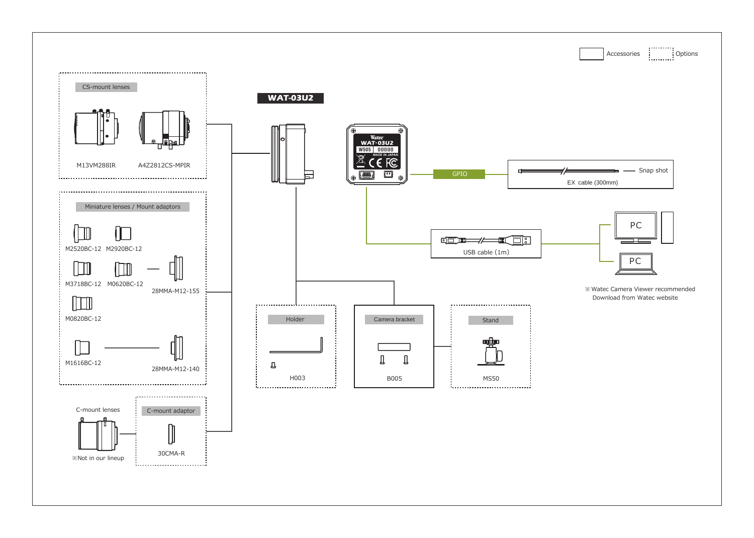Accessories
Options

## WAT-03U2

### CS-mount lenses

M13VM288IR
A4Z2812CS-MPIR

### Miniature lenses / Mount adaptors

M2520BC-12
M2920BC-12
M3718BC-12
M0620BC-12
28MMA-M12-155
M0820BC-12
M1616BC-12
28MMA-M12-140

C-mount lenses
※Not in our lineup

### C-mount adaptor

30CMA-R

Watec
WAT-03U2
W505 00000
MADE IN JAPAN

GPIO

Snap shot
EX cable (300mm)

USB cable (1m)

PC
PC

※Watec Camera Viewer recommended
Download from Watec website

### Holder

H003

### Camera bracket

B005

### Stand

MS50